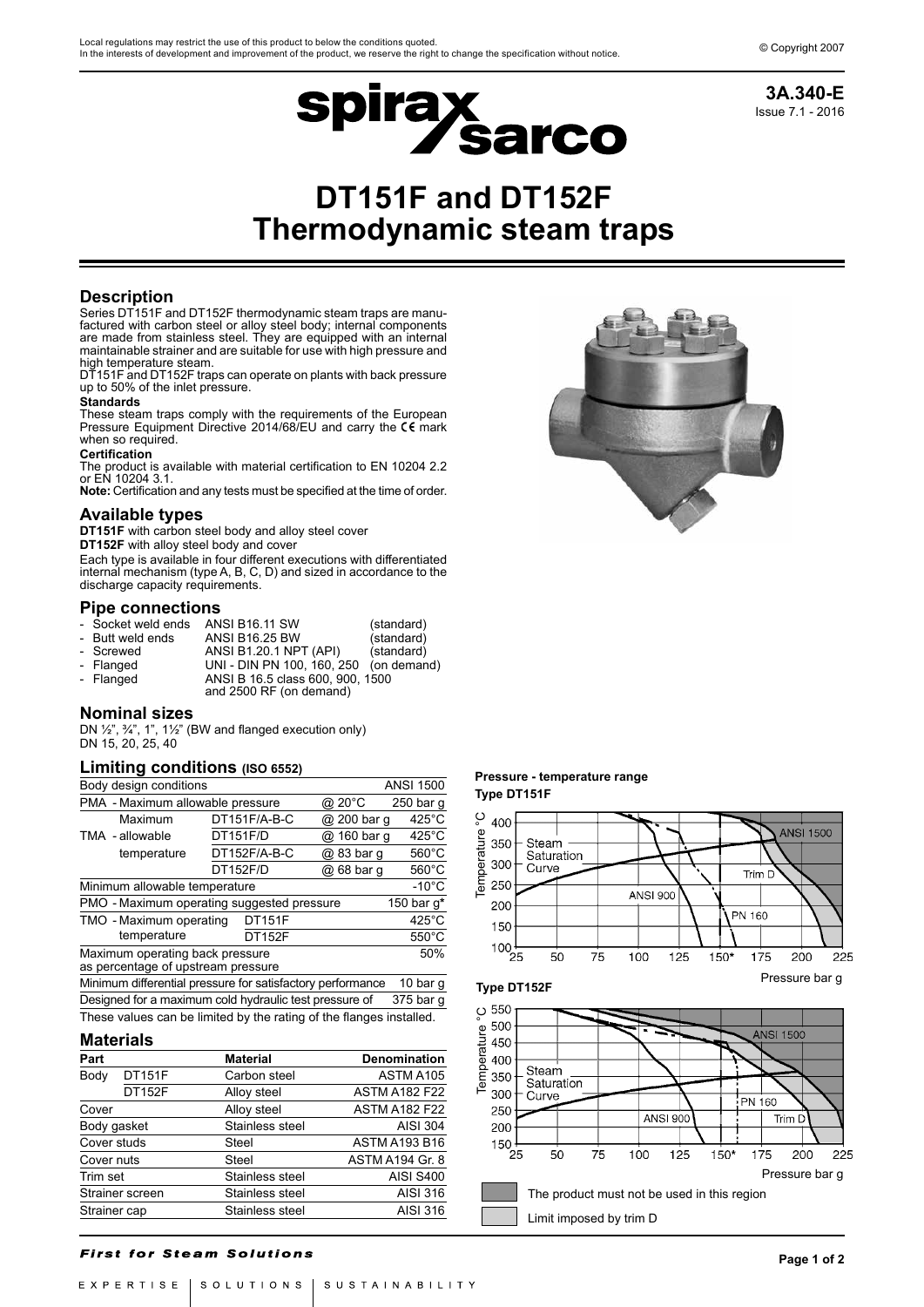# DT151F and DT152F Thermodynamic steam traps

## Description

Series DT151F and DT152F thermodynamic steam traps are manufactured with carbon steel or alloy steel body; internal components are made from stainless steel. They are equipped with an internal maintainable strainer and are suitable for use with high pressure and high temperature steam.

DT151F and DT152F traps can operate on plants with back pressure up to 50% of the inlet pressure.

**Standards**

These steam traps comply with the requirements of the European Pressure Equipment Directive 2014/68/EU and carry the CE mark when so required.

**Certification**

The product is available with material certification to EN 10204 2.2 or EN 10204 3.1.

**Note:** Certification and any tests must be specified at the time of order.

## Available types

**DT151F** with carbon steel body and alloy steel cover

**DT152F** with alloy steel body and cover

Each type is available in four different executions with differentiated internal mechanism (type A, B, C, D) and sized in accordance to the discharge capacity requirements.

## Pipe connections

- Socket weld ends — ANSI B16.11 SW (standard)
- Butt weld ends — ANSI B16.25 BW (standard)
- Screwed — ANSI B1.20.1 NPT (API) (standard)
- Flanged — UNI - DIN PN 100, 160, 250 (on demand)
- Flanged — ANSI B 16.5 class 600, 900, 1500 and 2500 RF (on demand)

## Nominal sizes

DN ½", ¾", 1", 1½" (BW and flanged execution only)
DN 15, 20, 25, 40

## Limiting conditions (ISO 6552)

| Body design conditions | | | | ANSI 1500 |
|---|---|---|---|---|
| PMA - Maximum allowable pressure | | | @ 20°C | 250 bar g |
| TMA - allowable | Maximum | DT151F/A-B-C | @ 200 bar g | 425°C |
| | temperature | DT151F/D | @ 160 bar g | 425°C |
| | | DT152F/A-B-C | @ 83 bar g | 560°C |
| | | DT152F/D | @ 68 bar g | 560°C |
| Minimum allowable temperature | | | | -10°C |
| PMO - Maximum operating suggested pressure | | | | 150 bar g* |
| TMO - Maximum operating temperature | | DT151F | | 425°C |
| | | DT152F | | 550°C |
| Maximum operating back pressure as percentage of upstream pressure | | | | 50% |
| Minimum differential pressure for satisfactory performance | | | | 10 bar g |
| Designed for a maximum cold hydraulic test pressure of | | | | 375 bar g |

These values can be limited by the rating of the flanges installed.

## Materials

| Part | | Material | Denomination |
|---|---|---|---|
| Body | DT151F | Carbon steel | ASTM A105 |
| | DT152F | Alloy steel | ASTM A182 F22 |
| Cover | | Alloy steel | ASTM A182 F22 |
| Body gasket | | Stainless steel | AISI 304 |
| Cover studs | | Steel | ASTM A193 B16 |
| Cover nuts | | Steel | ASTM A194 Gr. 8 |
| Trim set | | Stainless steel | AISI S400 |
| Strainer screen | | Stainless steel | AISI 316 |
| Strainer cap | | Stainless steel | AISI 316 |

**Pressure - temperature range**

**Type DT151F**

**Type DT152F**

The product must not be used in this region

Limit imposed by trim D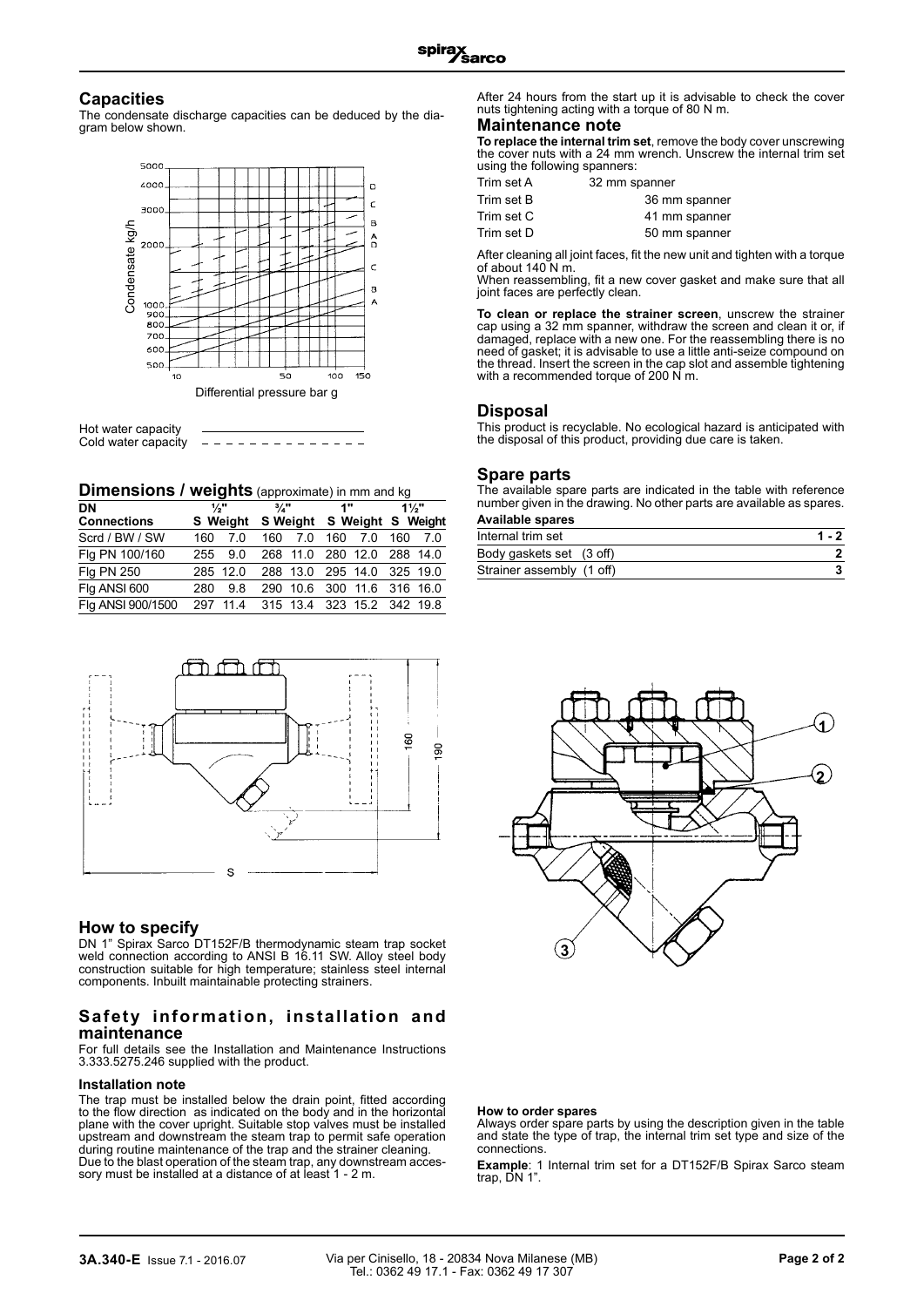## Capacities

The condensate discharge capacities can be deduced by the diagram below shown.

5000
4000
3000
2000
1000
900
800
700
600
500
Condensate kg/h
10
50
100
150
Differential pressure bar g
D
C
B
A
D
C
B
A

Hot water capacity
Cold water capacity

## Dimensions / weights (approximate) in mm and kg

| DN | ½" | | ¾" | | 1" | | 1½" | |
|---|---|---|---|---|---|---|---|---|
| Connections | S | Weight | S | Weight | S | Weight | S | Weight |
| Scrd / BW / SW | 160 | 7.0 | 160 | 7.0 | 160 | 7.0 | 160 | 7.0 |
| Flg PN 100/160 | 255 | 9.0 | 268 | 11.0 | 280 | 12.0 | 288 | 14.0 |
| Flg PN 250 | 285 | 12.0 | 288 | 13.0 | 295 | 14.0 | 325 | 19.0 |
| Flg ANSI 600 | 280 | 9.8 | 290 | 10.6 | 300 | 11.6 | 316 | 16.0 |
| Flg ANSI 900/1500 | 297 | 11.4 | 315 | 13.4 | 323 | 15.2 | 342 | 19.8 |

160
190
S

1
2
3

## How to specify

DN 1" Spirax Sarco DT152F/B thermodynamic steam trap socket weld connection according to ANSI B 16.11 SW. Alloy steel body construction suitable for high temperature; stainless steel internal components. Inbuilt maintainable protecting strainers.

## Safety information, installation and maintenance

For full details see the Installation and Maintenance Instructions 3.333.5275.246 supplied with the product.

### Installation note

The trap must be installed below the drain point, fitted according to the flow direction as indicated on the body and in the horizontal plane with the cover upright. Suitable stop valves must be installed upstream and downstream the steam trap to permit safe operation during routine maintenance of the trap and the strainer cleaning. Due to the blast operation of the steam trap, any downstream accessory must be installed at a distance of at least 1 - 2 m.

After 24 hours from the start up it is advisable to check the cover nuts tightening acting with a torque of 80 N m.

### Maintenance note

**To replace the internal trim set**, remove the body cover unscrewing the cover nuts with a 24 mm wrench. Unscrew the internal trim set using the following spanners:

| | |
|---|---|
| Trim set A | 32 mm spanner |
| Trim set B | 36 mm spanner |
| Trim set C | 41 mm spanner |
| Trim set D | 50 mm spanner |

After cleaning all joint faces, fit the new unit and tighten with a torque of about 140 N m.
When reassembling, fit a new cover gasket and make sure that all joint faces are perfectly clean.

**To clean or replace the strainer screen**, unscrew the strainer cap using a 32 mm spanner, withdraw the screen and clean it or, if damaged, replace with a new one. For the reassembling there is no need of gasket; it is advisable to use a little anti-seize compound on the thread. Insert the screen in the cap slot and assemble tightening with a recommended torque of 200 N m.

## Disposal

This product is recyclable. No ecological hazard is anticipated with the disposal of this product, providing due care is taken.

## Spare parts

The available spare parts are indicated in the table with reference number given in the drawing. No other parts are available as spares.

| Available spares | |
|---|---|
| Internal trim set | 1 - 2 |
| Body gaskets set (3 off) | 2 |
| Strainer assembly (1 off) | 3 |

### How to order spares

Always order spare parts by using the description given in the table and state the type of trap, the internal trim set type and size of the connections.

**Example**: 1 Internal trim set for a DT152F/B Spirax Sarco steam trap, DN 1".